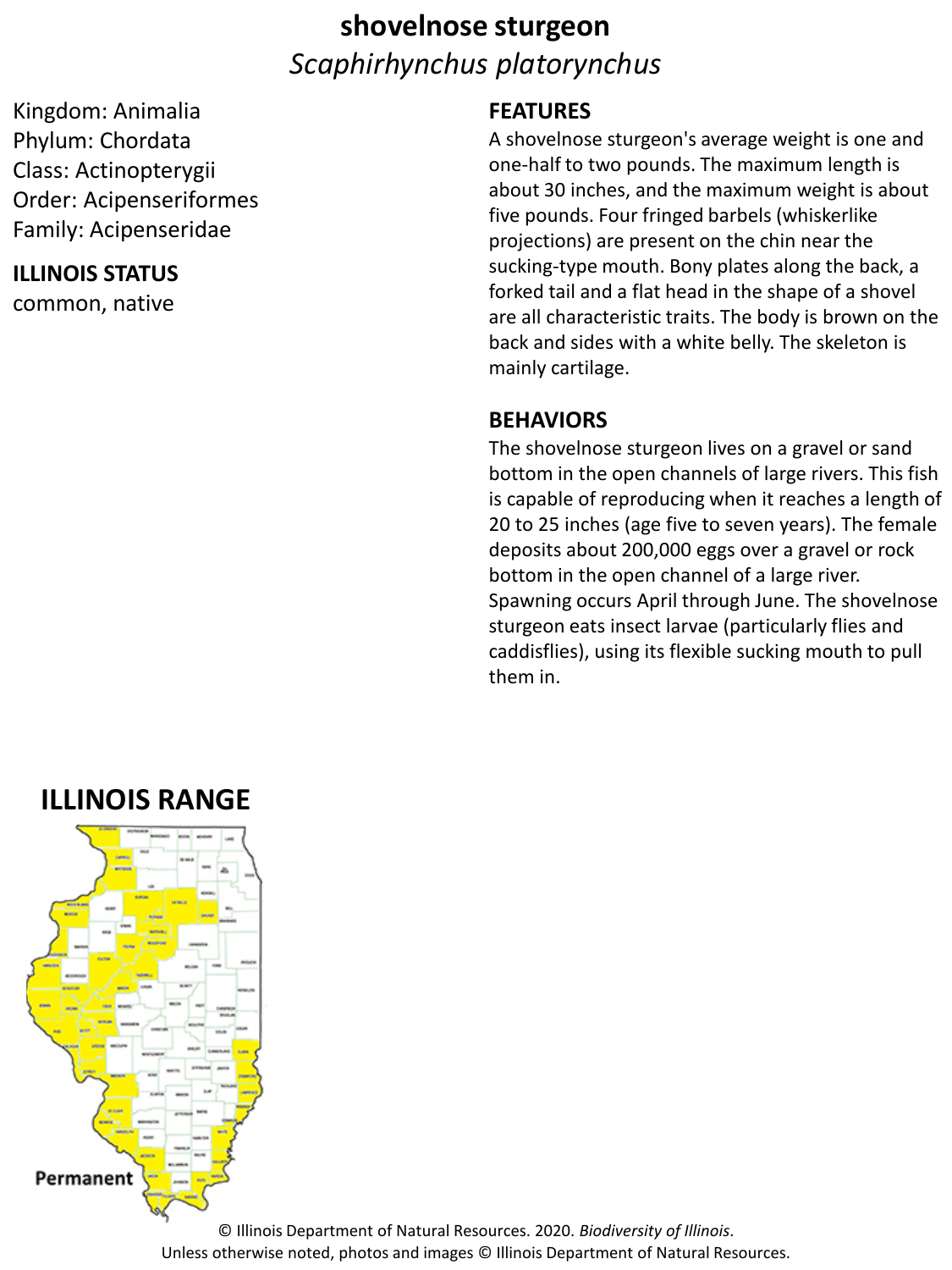# shovelnose sturgeon

*Scaphirhynchus platorynchus*

Kingdom: Animalia
Phylum: Chordata
Class: Actinopterygii
Order: Acipenseriformes
Family: Acipenseridae

## ILLINOIS STATUS

common, native

## FEATURES

A shovelnose sturgeon's average weight is one and one-half to two pounds. The maximum length is about 30 inches, and the maximum weight is about five pounds. Four fringed barbels (whiskerlike projections) are present on the chin near the sucking-type mouth. Bony plates along the back, a forked tail and a flat head in the shape of a shovel are all characteristic traits. The body is brown on the back and sides with a white belly. The skeleton is mainly cartilage.

## BEHAVIORS

The shovelnose sturgeon lives on a gravel or sand bottom in the open channels of large rivers. This fish is capable of reproducing when it reaches a length of 20 to 25 inches (age five to seven years). The female deposits about 200,000 eggs over a gravel or rock bottom in the open channel of a large river. Spawning occurs April through June. The shovelnose sturgeon eats insect larvae (particularly flies and caddisflies), using its flexible sucking mouth to pull them in.

## ILLINOIS RANGE

Permanent

© Illinois Department of Natural Resources. 2020. *Biodiversity of Illinois*.
Unless otherwise noted, photos and images © Illinois Department of Natural Resources.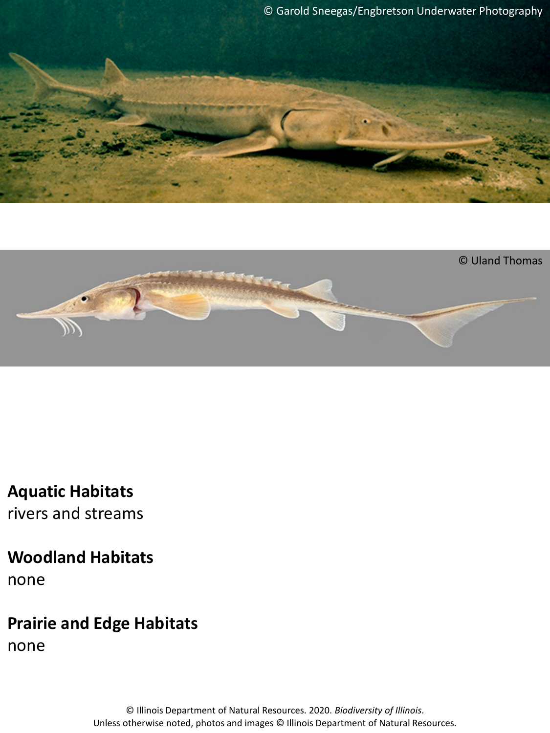© Garold Sneegas/Engbretson Underwater Photography

© Uland Thomas

**Aquatic Habitats**
rivers and streams

**Woodland Habitats**
none

**Prairie and Edge Habitats**
none

© Illinois Department of Natural Resources. 2020. *Biodiversity of Illinois*.
Unless otherwise noted, photos and images © Illinois Department of Natural Resources.